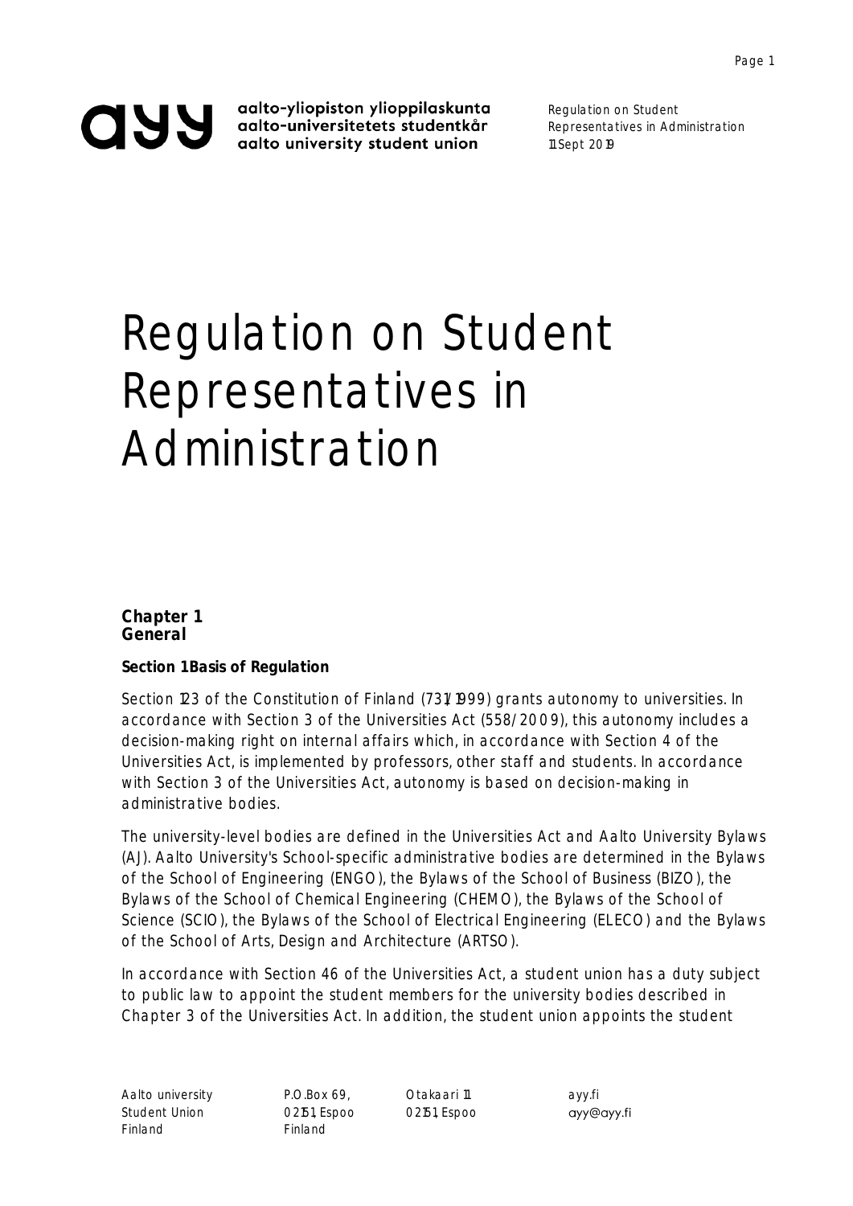# Regulation on Student Representatives in Administration

## Chapter 1
## General

### Section 1 Basis of Regulation

Section 123 of the Constitution of Finland (731/1999) grants autonomy to universities. In accordance with Section 3 of the Universities Act (558/2009), this autonomy includes a decision-making right on internal affairs which, in accordance with Section 4 of the Universities Act, is implemented by professors, other staff and students. In accordance with Section 3 of the Universities Act, autonomy is based on decision-making in administrative bodies.

The university-level bodies are defined in the Universities Act and Aalto University Bylaws (AJ). Aalto University's School-specific administrative bodies are determined in the Bylaws of the School of Engineering (ENGO), the Bylaws of the School of Business (BIZO), the Bylaws of the School of Chemical Engineering (CHEMO), the Bylaws of the School of Science (SCIO), the Bylaws of the School of Electrical Engineering (ELECO) and the Bylaws of the School of Arts, Design and Architecture (ARTSO).

In accordance with Section 46 of the Universities Act, a student union has a duty subject to public law to appoint the student members for the university bodies described in Chapter 3 of the Universities Act. In addition, the student union appoints the student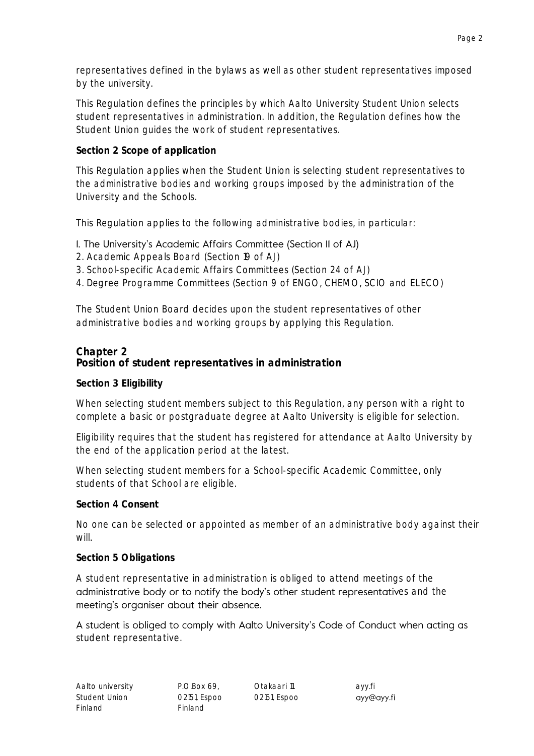representatives defined in the bylaws as well as other student representatives imposed by the university.

This Regulation defines the principles by which Aalto University Student Union selects student representatives in administration. In addition, the Regulation defines how the Student Union guides the work of student representatives.

**Section 2 Scope of application**

This Regulation applies when the Student Union is selecting student representatives to the administrative bodies and working groups imposed by the administration of the University and the Schools.

This Regulation applies to the following administrative bodies, in particular:

1. The University's Academic Affairs Committee (Section 11 of AJ)
2. Academic Appeals Board (Section 19 of AJ)
3. School-specific Academic Affairs Committees (Section 24 of AJ)
4. Degree Programme Committees (Section 9 of ENGO, CHEMO, SCIO and ELECO)

The Student Union Board decides upon the student representatives of other administrative bodies and working groups by applying this Regulation.

## Chapter 2
## Position of student representatives in administration

**Section 3 Eligibility**

When selecting student members subject to this Regulation, any person with a right to complete a basic or postgraduate degree at Aalto University is eligible for selection.

Eligibility requires that the student has registered for attendance at Aalto University by the end of the application period at the latest.

When selecting student members for a School-specific Academic Committee, only students of that School are eligible.

**Section 4 Consent**

No one can be selected or appointed as member of an administrative body against their will.

**Section 5 Obligations**

A student representative in administration is obliged to attend meetings of the administrative body or to notify the body's other student representatives and the meeting's organiser about their absence.

A student is obliged to comply with Aalto University's Code of Conduct when acting as student representative.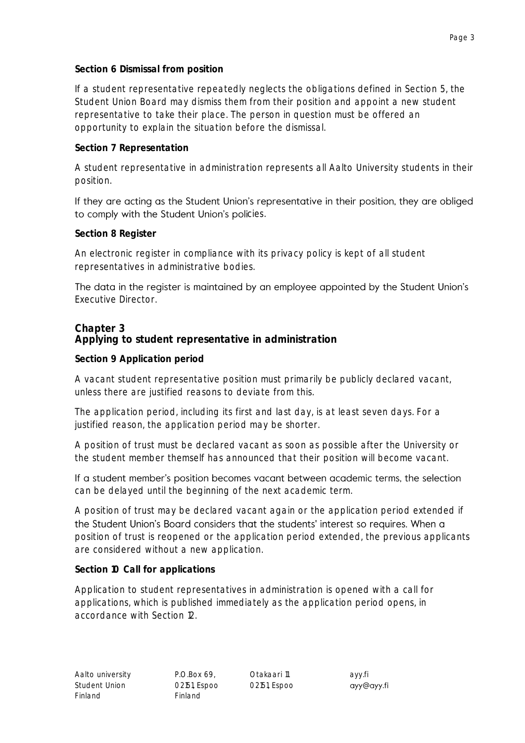### Section 6 Dismissal from position

If a student representative repeatedly neglects the obligations defined in Section 5, the Student Union Board may dismiss them from their position and appoint a new student representative to take their place. The person in question must be offered an opportunity to explain the situation before the dismissal.

### Section 7 Representation

A student representative in administration represents all Aalto University students in their position.

If they are acting as the Student Union's representative in their position, they are obliged to comply with the Student Union's policies.

### Section 8 Register

An electronic register in compliance with its privacy policy is kept of all student representatives in administrative bodies.

The data in the register is maintained by an employee appointed by the Student Union's Executive Director.

## Chapter 3
## Applying to student representative in administration

### Section 9 Application period

A vacant student representative position must primarily be publicly declared vacant, unless there are justified reasons to deviate from this.

The application period, including its first and last day, is at least seven days. For a justified reason, the application period may be shorter.

A position of trust must be declared vacant as soon as possible after the University or the student member themself has announced that their position will become vacant.

If a student member's position becomes vacant between academic terms, the selection can be delayed until the beginning of the next academic term.

A position of trust may be declared vacant again or the application period extended if the Student Union's Board considers that the students' interest so requires. When a position of trust is reopened or the application period extended, the previous applicants are considered without a new application.

### Section 10 Call for applications

Application to student representatives in administration is opened with a call for applications, which is published immediately as the application period opens, in accordance with Section 12.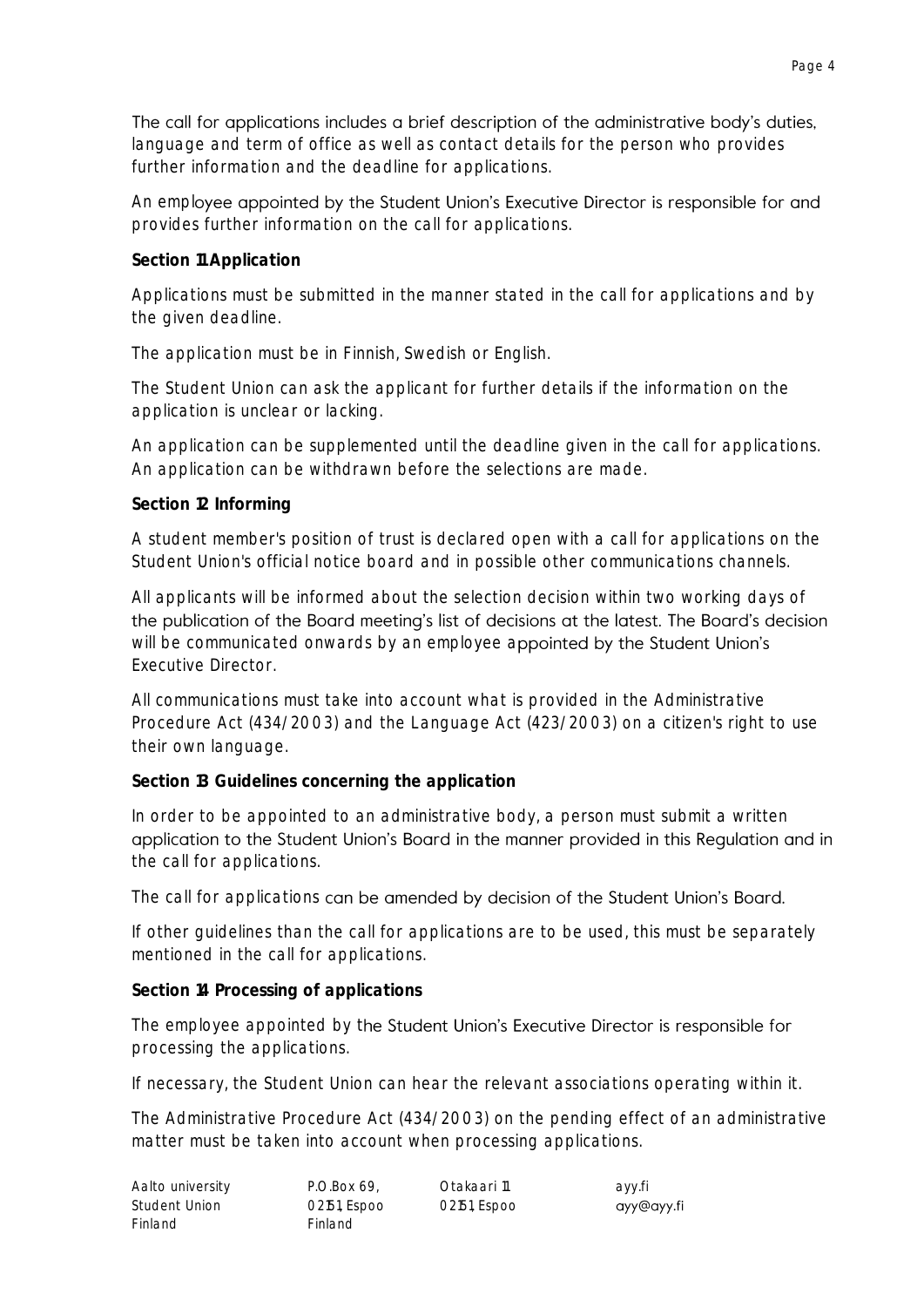The call for applications includes a brief description of the administrative body's duties, language and term of office as well as contact details for the person who provides further information and the deadline for applications.

An employee appointed by the Student Union's Executive Director is responsible for and provides further information on the call for applications.

**Section 11. Application**

Applications must be submitted in the manner stated in the call for applications and by the given deadline.

The application must be in Finnish, Swedish or English.

The Student Union can ask the applicant for further details if the information on the application is unclear or lacking.

An application can be supplemented until the deadline given in the call for applications. An application can be withdrawn before the selections are made.

**Section 12. Informing**

A student member's position of trust is declared open with a call for applications on the Student Union's official notice board and in possible other communications channels.

All applicants will be informed about the selection decision within two working days of the publication of the Board meeting's list of decisions at the latest. The Board's decision will be communicated onwards by an employee appointed by the Student Union's Executive Director.

All communications must take into account what is provided in the Administrative Procedure Act (434/2003) and the Language Act (423/2003) on a citizen's right to use their own language.

**Section 13. Guidelines concerning the application**

In order to be appointed to an administrative body, a person must submit a written application to the Student Union's Board in the manner provided in this Regulation and in the call for applications.

The call for applications can be amended by decision of the Student Union's Board.

If other guidelines than the call for applications are to be used, this must be separately mentioned in the call for applications.

**Section 14. Processing of applications**

The employee appointed by the Student Union's Executive Director is responsible for processing the applications.

If necessary, the Student Union can hear the relevant associations operating within it.

The Administrative Procedure Act (434/2003) on the pending effect of an administrative matter must be taken into account when processing applications.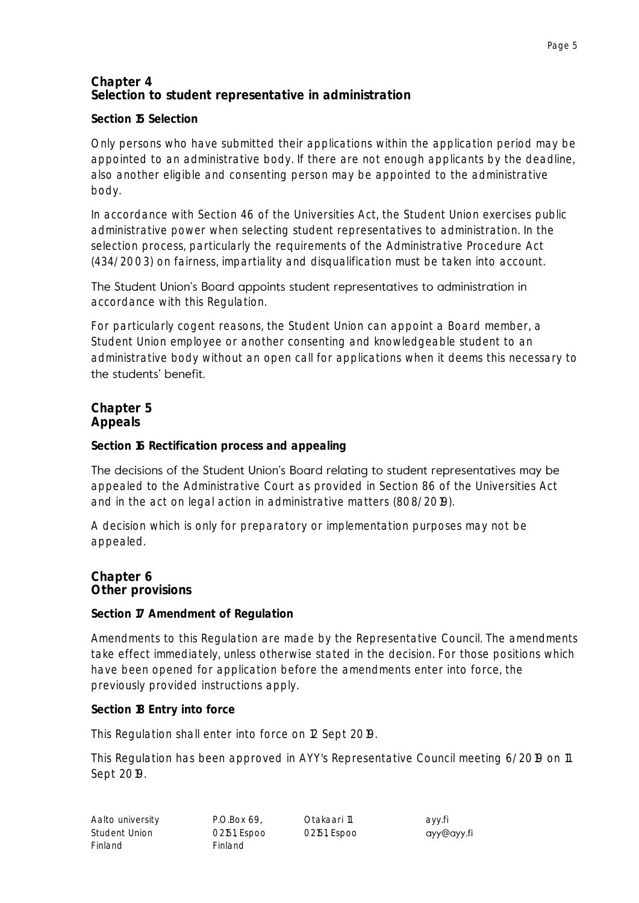## Chapter 4
## Selection to student representative in administration

### Section 15 Selection

Only persons who have submitted their applications within the application period may be appointed to an administrative body. If there are not enough applicants by the deadline, also another eligible and consenting person may be appointed to the administrative body.

In accordance with Section 46 of the Universities Act, the Student Union exercises public administrative power when selecting student representatives to administration. In the selection process, particularly the requirements of the Administrative Procedure Act (434/2003) on fairness, impartiality and disqualification must be taken into account.

The Student Union's Board appoints student representatives to administration in accordance with this Regulation.

For particularly cogent reasons, the Student Union can appoint a Board member, a Student Union employee or another consenting and knowledgeable student to an administrative body without an open call for applications when it deems this necessary to the students' benefit.

## Chapter 5
## Appeals

### Section 16 Rectification process and appealing

The decisions of the Student Union's Board relating to student representatives may be appealed to the Administrative Court as provided in Section 86 of the Universities Act and in the act on legal action in administrative matters (808/2019).

A decision which is only for preparatory or implementation purposes may not be appealed.

## Chapter 6
## Other provisions

### Section 17 Amendment of Regulation

Amendments to this Regulation are made by the Representative Council. The amendments take effect immediately, unless otherwise stated in the decision. For those positions which have been opened for application before the amendments enter into force, the previously provided instructions apply.

### Section 18 Entry into force

This Regulation shall enter into force on 12 Sept 2019.

This Regulation has been approved in AYY's Representative Council meeting 6/2019 on 11 Sept 2019.